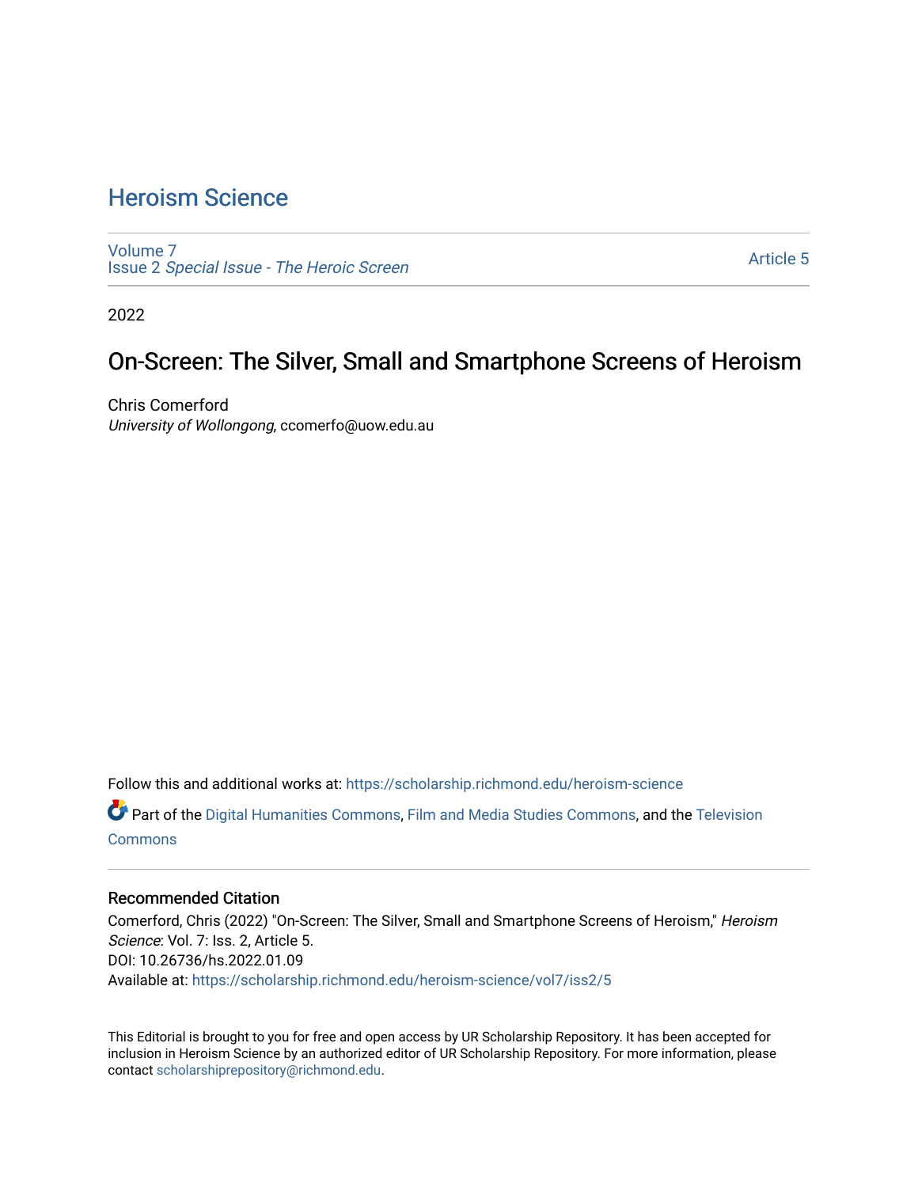# Heroism Science

Volume 7
Issue 2 *Special Issue - The Heroic Screen*

Article 5

2022

## On-Screen: The Silver, Small and Smartphone Screens of Heroism

Chris Comerford
*University of Wollongong*, ccomerfo@uow.edu.au

Follow this and additional works at: https://scholarship.richmond.edu/heroism-science

Part of the Digital Humanities Commons, Film and Media Studies Commons, and the Television Commons

### Recommended Citation

Comerford, Chris (2022) "On-Screen: The Silver, Small and Smartphone Screens of Heroism," *Heroism Science*: Vol. 7: Iss. 2, Article 5.
DOI: 10.26736/hs.2022.01.09
Available at: https://scholarship.richmond.edu/heroism-science/vol7/iss2/5

This Editorial is brought to you for free and open access by UR Scholarship Repository. It has been accepted for inclusion in Heroism Science by an authorized editor of UR Scholarship Repository. For more information, please contact scholarshiprepository@richmond.edu.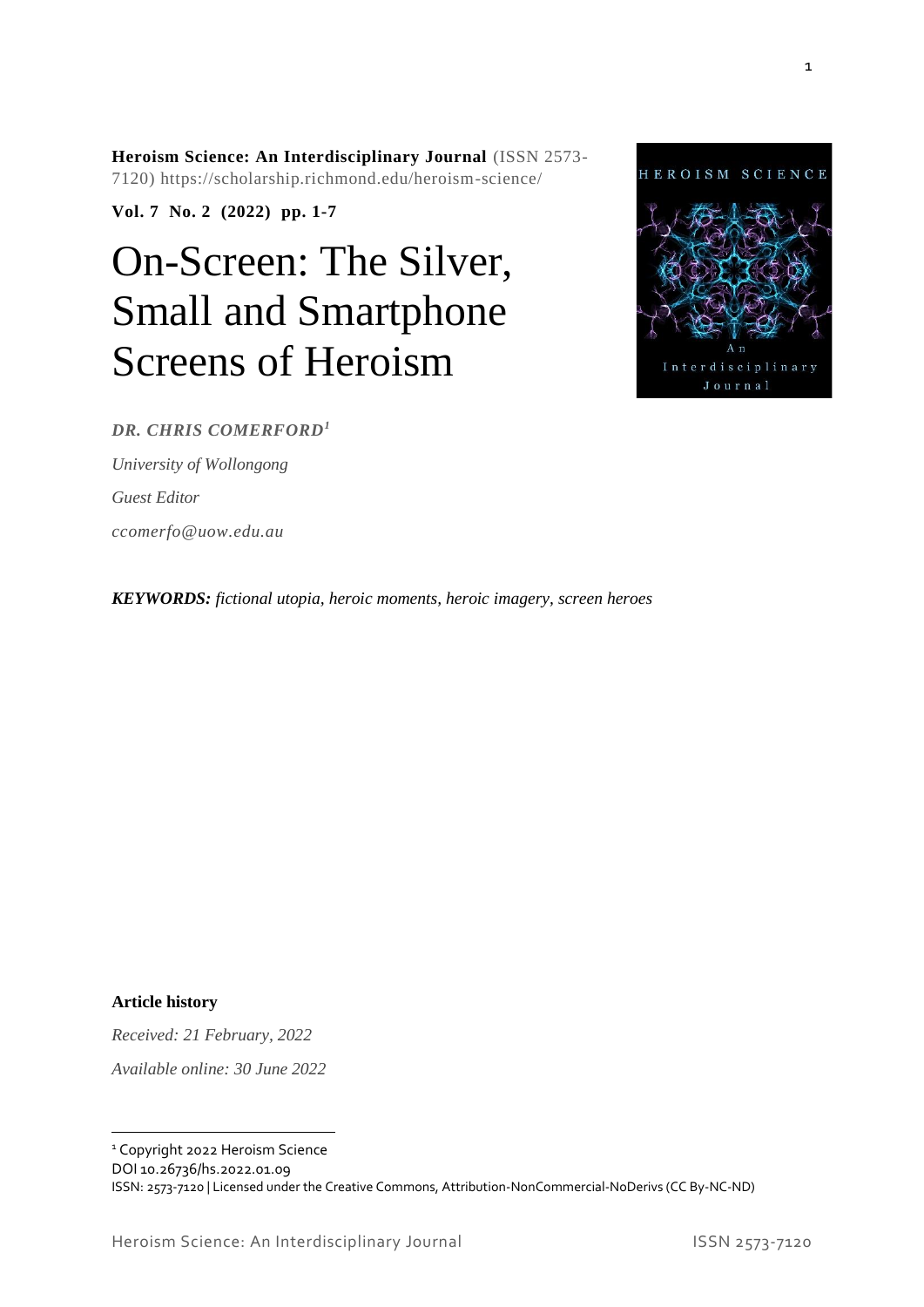**Heroism Science: An Interdisciplinary Journal** (ISSN 2573-7120) https://scholarship.richmond.edu/heroism-science/

**Vol. 7 No. 2 (2022) pp. 1-7**

# On-Screen: The Silver, Small and Smartphone Screens of Heroism

***DR. CHRIS COMERFORD*[1]**

*University of Wollongong*

*Guest Editor*

*ccomerfo@uow.edu.au*

***KEYWORDS:*** *fictional utopia, heroic moments, heroic imagery, screen heroes*

**Article history**

*Received: 21 February, 2022*

*Available online: 30 June 2022*

---

[1] Copyright 2022 Heroism Science
DOI 10.26736/hs.2022.01.09
ISSN: 2573-7120 | Licensed under the Creative Commons, Attribution-NonCommercial-NoDerivs (CC By-NC-ND)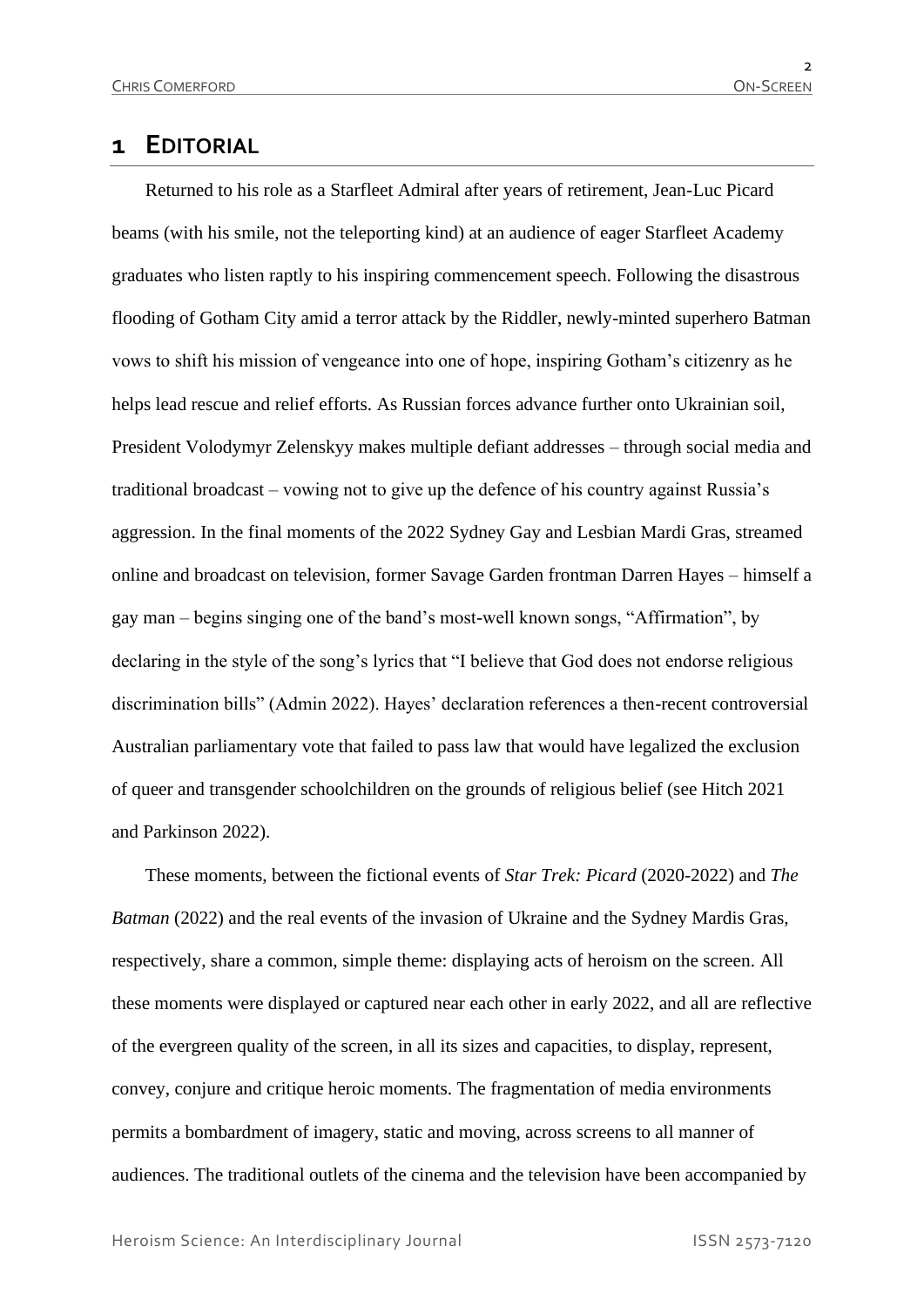# 1 EDITORIAL

Returned to his role as a Starfleet Admiral after years of retirement, Jean-Luc Picard beams (with his smile, not the teleporting kind) at an audience of eager Starfleet Academy graduates who listen raptly to his inspiring commencement speech. Following the disastrous flooding of Gotham City amid a terror attack by the Riddler, newly-minted superhero Batman vows to shift his mission of vengeance into one of hope, inspiring Gotham's citizenry as he helps lead rescue and relief efforts. As Russian forces advance further onto Ukrainian soil, President Volodymyr Zelenskyy makes multiple defiant addresses – through social media and traditional broadcast – vowing not to give up the defence of his country against Russia's aggression. In the final moments of the 2022 Sydney Gay and Lesbian Mardi Gras, streamed online and broadcast on television, former Savage Garden frontman Darren Hayes – himself a gay man – begins singing one of the band's most-well known songs, "Affirmation", by declaring in the style of the song's lyrics that "I believe that God does not endorse religious discrimination bills" (Admin 2022). Hayes' declaration references a then-recent controversial Australian parliamentary vote that failed to pass law that would have legalized the exclusion of queer and transgender schoolchildren on the grounds of religious belief (see Hitch 2021 and Parkinson 2022).

These moments, between the fictional events of *Star Trek: Picard* (2020-2022) and *The Batman* (2022) and the real events of the invasion of Ukraine and the Sydney Mardis Gras, respectively, share a common, simple theme: displaying acts of heroism on the screen. All these moments were displayed or captured near each other in early 2022, and all are reflective of the evergreen quality of the screen, in all its sizes and capacities, to display, represent, convey, conjure and critique heroic moments. The fragmentation of media environments permits a bombardment of imagery, static and moving, across screens to all manner of audiences. The traditional outlets of the cinema and the television have been accompanied by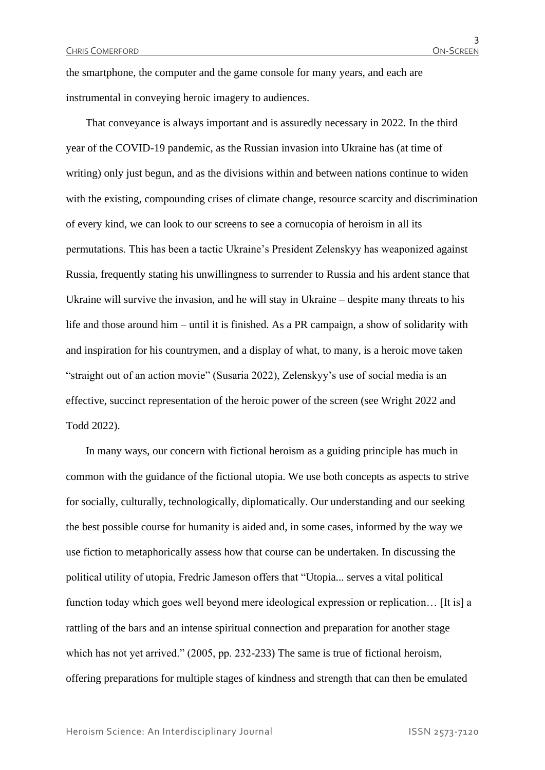the smartphone, the computer and the game console for many years, and each are instrumental in conveying heroic imagery to audiences.

That conveyance is always important and is assuredly necessary in 2022. In the third year of the COVID-19 pandemic, as the Russian invasion into Ukraine has (at time of writing) only just begun, and as the divisions within and between nations continue to widen with the existing, compounding crises of climate change, resource scarcity and discrimination of every kind, we can look to our screens to see a cornucopia of heroism in all its permutations. This has been a tactic Ukraine's President Zelenskyy has weaponized against Russia, frequently stating his unwillingness to surrender to Russia and his ardent stance that Ukraine will survive the invasion, and he will stay in Ukraine – despite many threats to his life and those around him – until it is finished. As a PR campaign, a show of solidarity with and inspiration for his countrymen, and a display of what, to many, is a heroic move taken "straight out of an action movie" (Susaria 2022), Zelenskyy's use of social media is an effective, succinct representation of the heroic power of the screen (see Wright 2022 and Todd 2022).

In many ways, our concern with fictional heroism as a guiding principle has much in common with the guidance of the fictional utopia. We use both concepts as aspects to strive for socially, culturally, technologically, diplomatically. Our understanding and our seeking the best possible course for humanity is aided and, in some cases, informed by the way we use fiction to metaphorically assess how that course can be undertaken. In discussing the political utility of utopia, Fredric Jameson offers that "Utopia... serves a vital political function today which goes well beyond mere ideological expression or replication… [It is] a rattling of the bars and an intense spiritual connection and preparation for another stage which has not yet arrived." (2005, pp. 232-233) The same is true of fictional heroism, offering preparations for multiple stages of kindness and strength that can then be emulated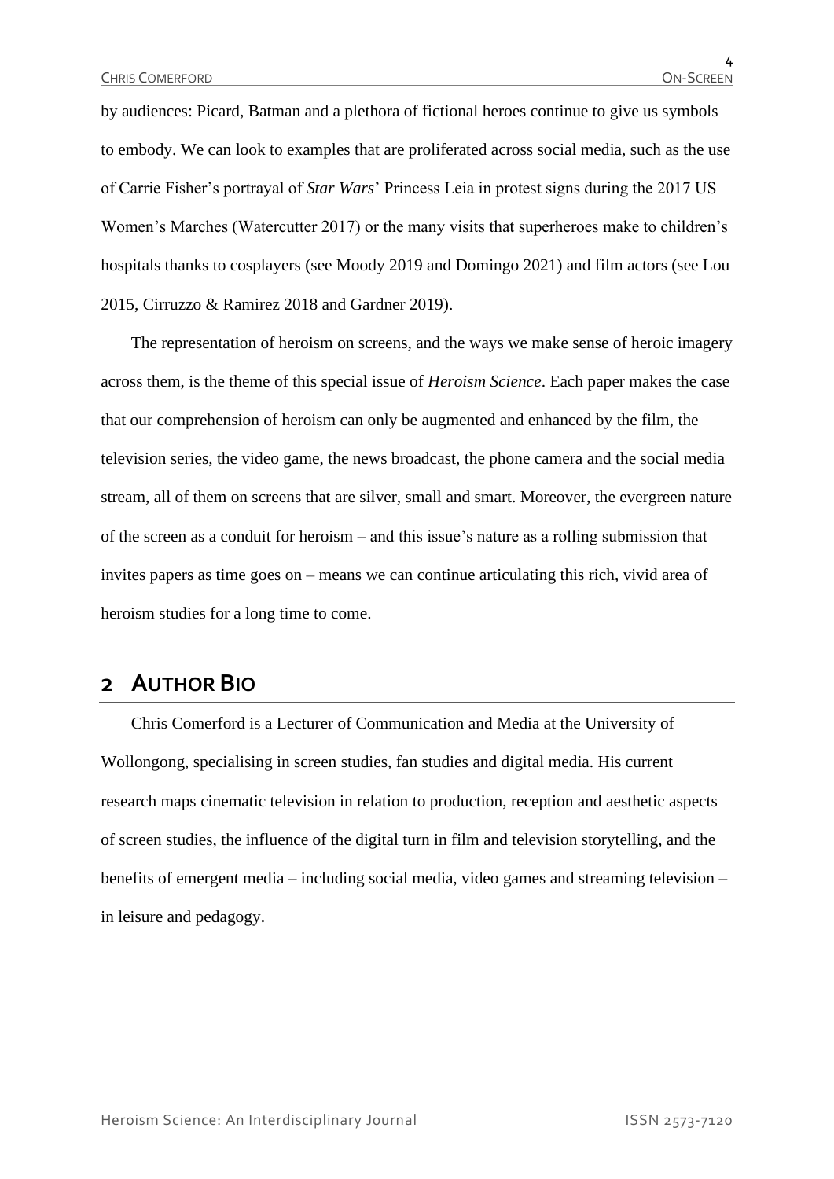by audiences: Picard, Batman and a plethora of fictional heroes continue to give us symbols to embody. We can look to examples that are proliferated across social media, such as the use of Carrie Fisher's portrayal of *Star Wars*' Princess Leia in protest signs during the 2017 US Women's Marches (Watercutter 2017) or the many visits that superheroes make to children's hospitals thanks to cosplayers (see Moody 2019 and Domingo 2021) and film actors (see Lou 2015, Cirruzzo & Ramirez 2018 and Gardner 2019).

The representation of heroism on screens, and the ways we make sense of heroic imagery across them, is the theme of this special issue of *Heroism Science*. Each paper makes the case that our comprehension of heroism can only be augmented and enhanced by the film, the television series, the video game, the news broadcast, the phone camera and the social media stream, all of them on screens that are silver, small and smart. Moreover, the evergreen nature of the screen as a conduit for heroism – and this issue's nature as a rolling submission that invites papers as time goes on – means we can continue articulating this rich, vivid area of heroism studies for a long time to come.

## 2 Author Bio

Chris Comerford is a Lecturer of Communication and Media at the University of Wollongong, specialising in screen studies, fan studies and digital media. His current research maps cinematic television in relation to production, reception and aesthetic aspects of screen studies, the influence of the digital turn in film and television storytelling, and the benefits of emergent media – including social media, video games and streaming television – in leisure and pedagogy.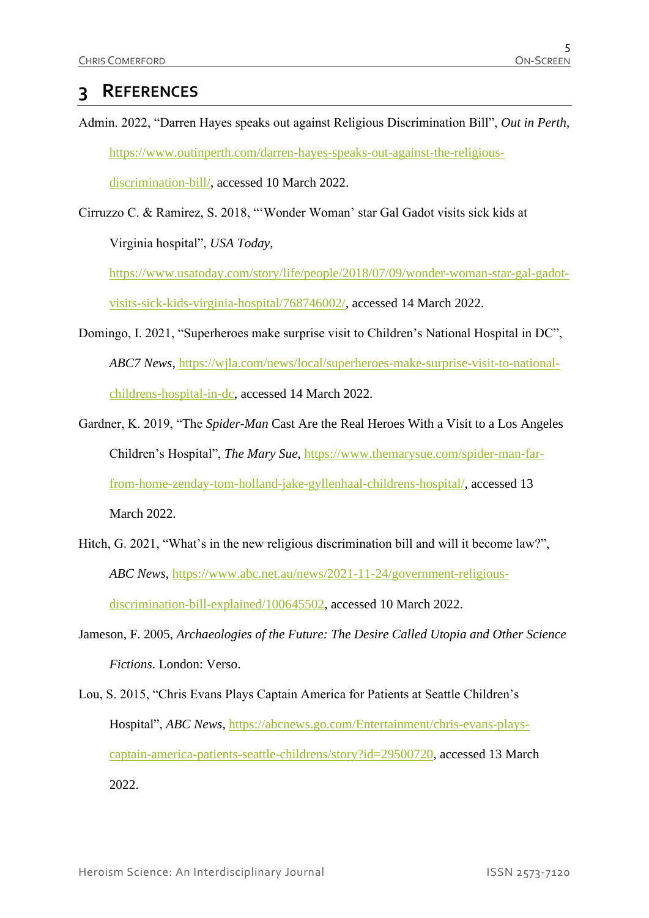# 3 REFERENCES

Admin. 2022, "Darren Hayes speaks out against Religious Discrimination Bill", *Out in Perth*, https://www.outinperth.com/darren-hayes-speaks-out-against-the-religious-discrimination-bill/, accessed 10 March 2022.

Cirruzzo C. & Ramirez, S. 2018, "'Wonder Woman' star Gal Gadot visits sick kids at Virginia hospital", *USA Today*, https://www.usatoday.com/story/life/people/2018/07/09/wonder-woman-star-gal-gadot-visits-sick-kids-virginia-hospital/768746002/, accessed 14 March 2022.

Domingo, I. 2021, "Superheroes make surprise visit to Children's National Hospital in DC", *ABC7 News*, https://wjla.com/news/local/superheroes-make-surprise-visit-to-national-childrens-hospital-in-dc, accessed 14 March 2022.

Gardner, K. 2019, "The *Spider-Man* Cast Are the Real Heroes With a Visit to a Los Angeles Children's Hospital", *The Mary Sue*, https://www.themarysue.com/spider-man-far-from-home-zenday-tom-holland-jake-gyllenhaal-childrens-hospital/, accessed 13 March 2022.

Hitch, G. 2021, "What's in the new religious discrimination bill and will it become law?", *ABC News*, https://www.abc.net.au/news/2021-11-24/government-religious-discrimination-bill-explained/100645502, accessed 10 March 2022.

Jameson, F. 2005, *Archaeologies of the Future: The Desire Called Utopia and Other Science Fictions*. London: Verso.

Lou, S. 2015, "Chris Evans Plays Captain America for Patients at Seattle Children's Hospital", *ABC News*, https://abcnews.go.com/Entertainment/chris-evans-plays-captain-america-patients-seattle-childrens/story?id=29500720, accessed 13 March 2022.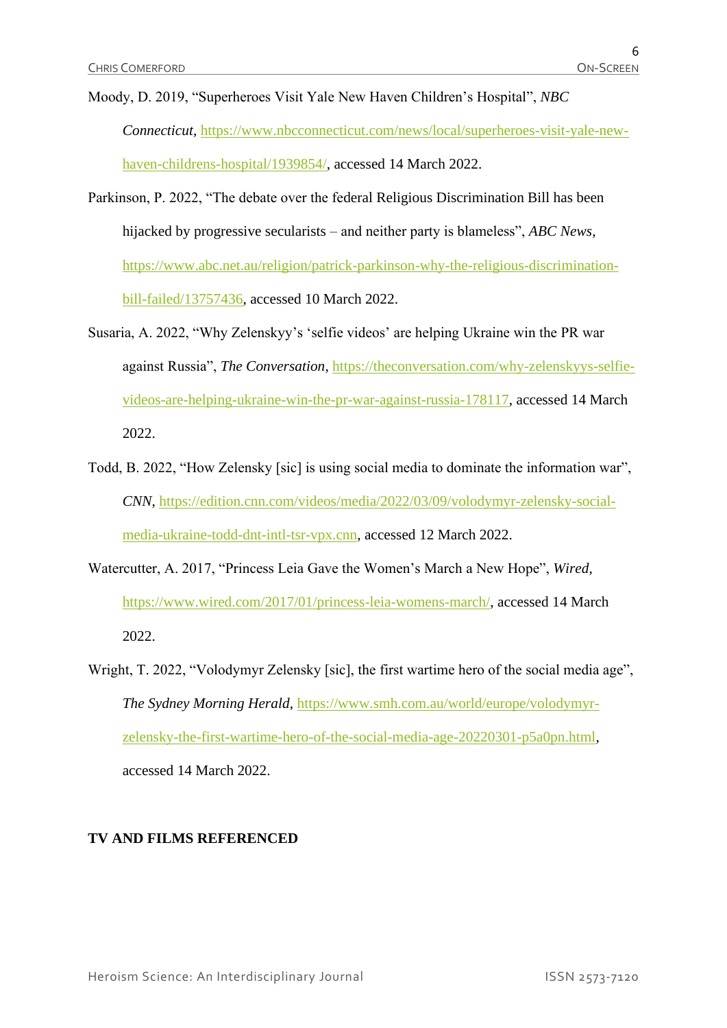Moody, D. 2019, “Superheroes Visit Yale New Haven Children’s Hospital”, *NBC Connecticut*, https://www.nbcconnecticut.com/news/local/superheroes-visit-yale-new-haven-childrens-hospital/1939854/, accessed 14 March 2022.

Parkinson, P. 2022, “The debate over the federal Religious Discrimination Bill has been hijacked by progressive secularists – and neither party is blameless”, *ABC News*, https://www.abc.net.au/religion/patrick-parkinson-why-the-religious-discrimination-bill-failed/13757436, accessed 10 March 2022.

Susaria, A. 2022, “Why Zelenskyy’s ‘selfie videos’ are helping Ukraine win the PR war against Russia”, *The Conversation*, https://theconversation.com/why-zelenskyys-selfie-videos-are-helping-ukraine-win-the-pr-war-against-russia-178117, accessed 14 March 2022.

Todd, B. 2022, “How Zelensky [sic] is using social media to dominate the information war”, *CNN*, https://edition.cnn.com/videos/media/2022/03/09/volodymyr-zelensky-social-media-ukraine-todd-dnt-intl-tsr-vpx.cnn, accessed 12 March 2022.

Watercutter, A. 2017, “Princess Leia Gave the Women’s March a New Hope”, *Wired*, https://www.wired.com/2017/01/princess-leia-womens-march/, accessed 14 March 2022.

Wright, T. 2022, “Volodymyr Zelensky [sic], the first wartime hero of the social media age”, *The Sydney Morning Herald*, https://www.smh.com.au/world/europe/volodymyr-zelensky-the-first-wartime-hero-of-the-social-media-age-20220301-p5a0pn.html, accessed 14 March 2022.

## TV AND FILMS REFERENCED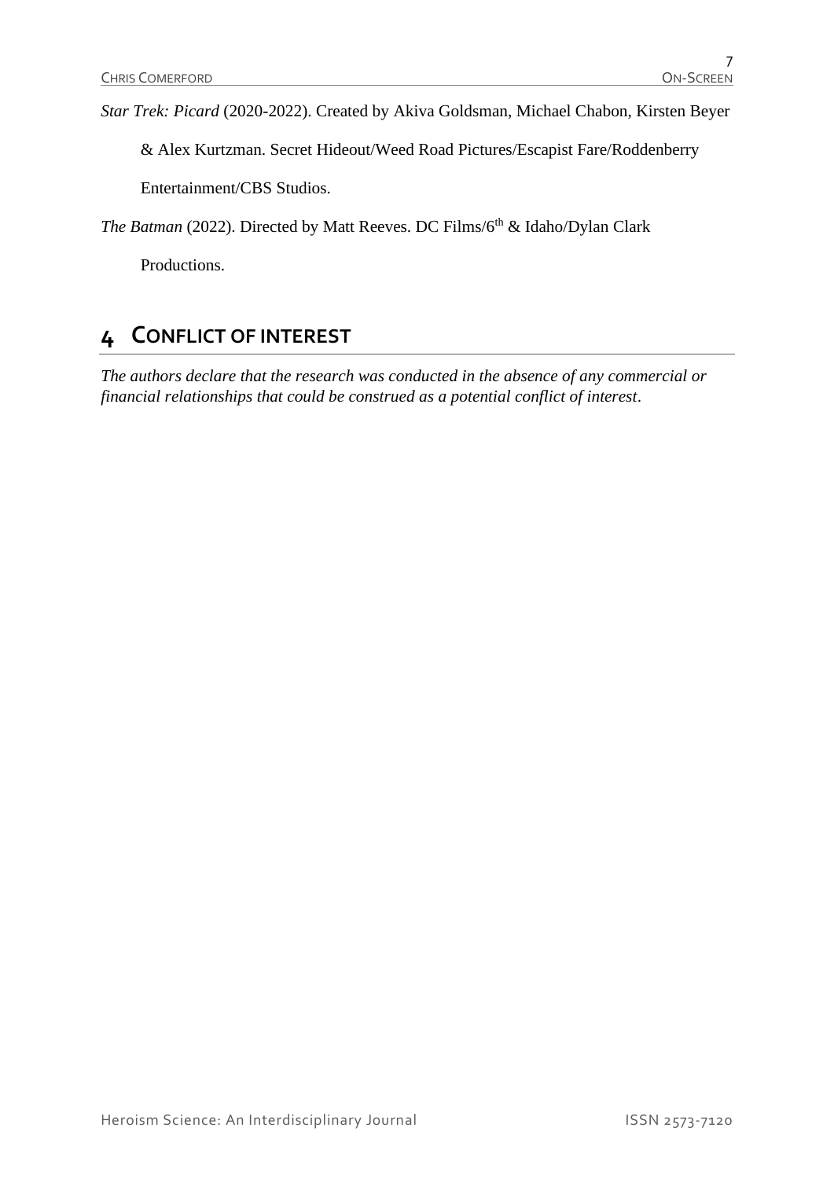*Star Trek: Picard* (2020-2022). Created by Akiva Goldsman, Michael Chabon, Kirsten Beyer & Alex Kurtzman. Secret Hideout/Weed Road Pictures/Escapist Fare/Roddenberry Entertainment/CBS Studios.

*The Batman* (2022). Directed by Matt Reeves. DC Films/6th & Idaho/Dylan Clark Productions.

# 4 CONFLICT OF INTEREST

*The authors declare that the research was conducted in the absence of any commercial or financial relationships that could be construed as a potential conflict of interest*.